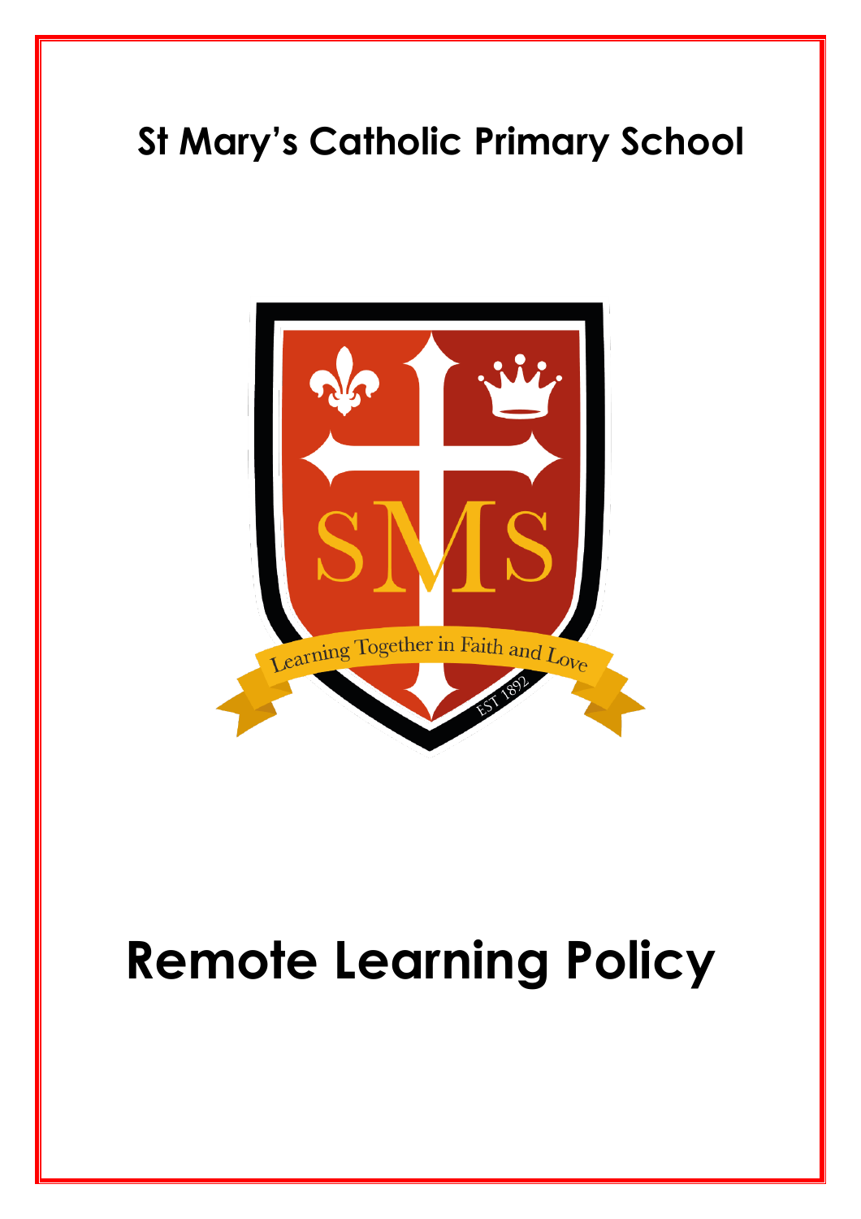# St Mary's Catholic Primary School

# Remote Learning Policy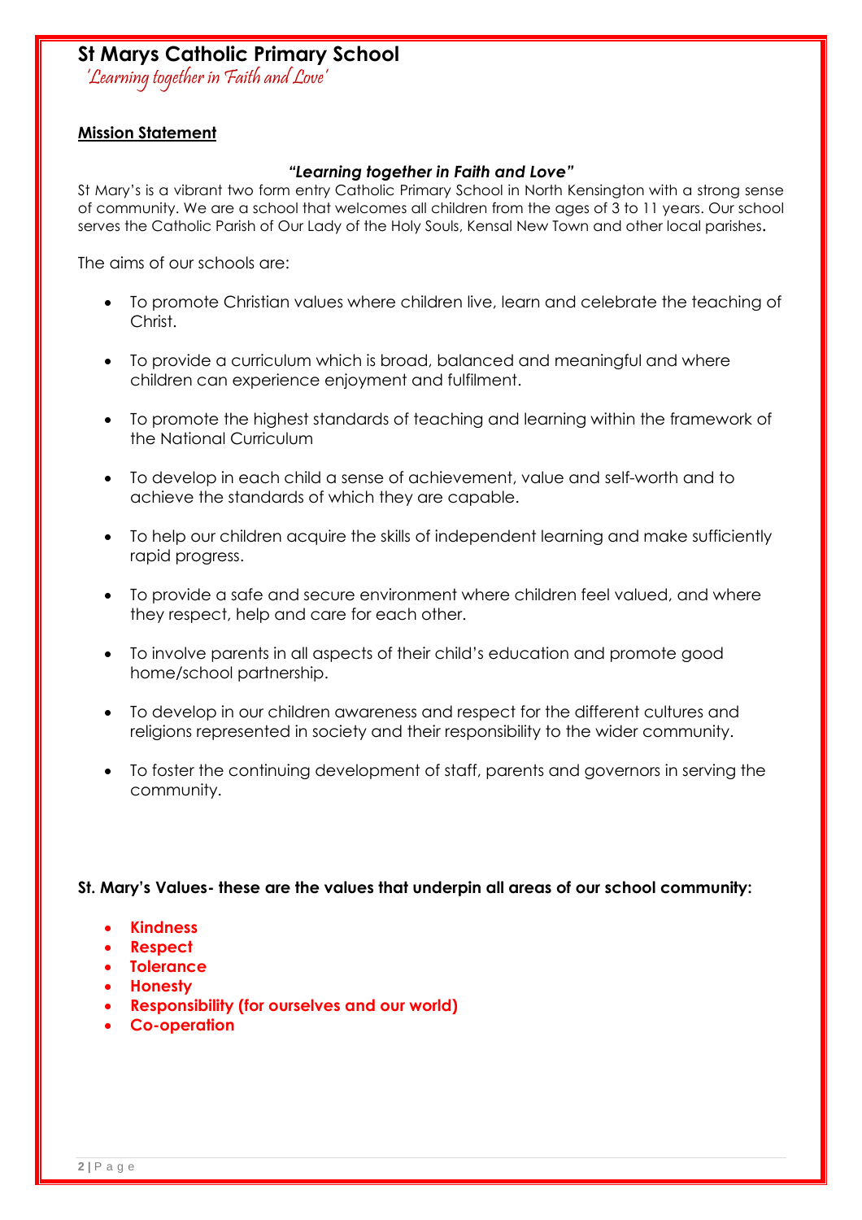# St Marys Catholic Primary School

*'Learning together in Faith and Love'*

## Mission Statement

***"Learning together in Faith and Love"***

St Mary's is a vibrant two form entry Catholic Primary School in North Kensington with a strong sense of community. We are a school that welcomes all children from the ages of 3 to 11 years. Our school serves the Catholic Parish of Our Lady of the Holy Souls, Kensal New Town and other local parishes.

The aims of our schools are:

- To promote Christian values where children live, learn and celebrate the teaching of Christ.
- To provide a curriculum which is broad, balanced and meaningful and where children can experience enjoyment and fulfilment.
- To promote the highest standards of teaching and learning within the framework of the National Curriculum
- To develop in each child a sense of achievement, value and self-worth and to achieve the standards of which they are capable.
- To help our children acquire the skills of independent learning and make sufficiently rapid progress.
- To provide a safe and secure environment where children feel valued, and where they respect, help and care for each other.
- To involve parents in all aspects of their child's education and promote good home/school partnership.
- To develop in our children awareness and respect for the different cultures and religions represented in society and their responsibility to the wider community.
- To foster the continuing development of staff, parents and governors in serving the community.

**St. Mary's Values- these are the values that underpin all areas of our school community:**

- **Kindness**
- **Respect**
- **Tolerance**
- **Honesty**
- **Responsibility (for ourselves and our world)**
- **Co-operation**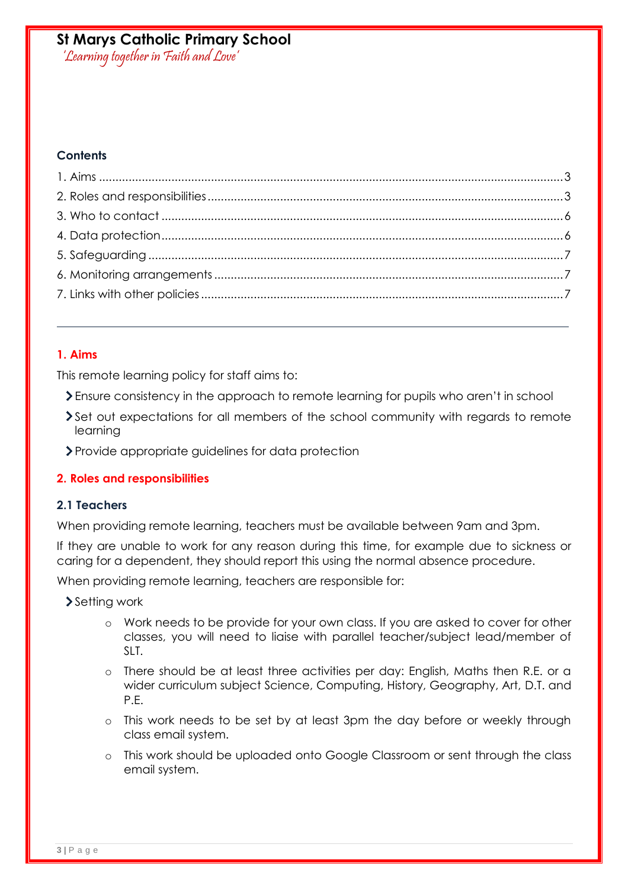**St Marys Catholic Primary School**
*'Learning together in Faith and Love'*

**Contents**

1. Aims ........................................................................................................................ 3
2. Roles and responsibilities ........................................................................................ 3
3. Who to contact ........................................................................................................ 6
4. Data protection ........................................................................................................ 6
5. Safeguarding ........................................................................................................... 7
6. Monitoring arrangements ........................................................................................ 7
7. Links with other policies .......................................................................................... 7

---

## 1. Aims

This remote learning policy for staff aims to:

- Ensure consistency in the approach to remote learning for pupils who aren't in school
- Set out expectations for all members of the school community with regards to remote learning
- Provide appropriate guidelines for data protection

## 2. Roles and responsibilities

### 2.1 Teachers

When providing remote learning, teachers must be available between 9am and 3pm.

If they are unable to work for any reason during this time, for example due to sickness or caring for a dependent, they should report this using the normal absence procedure.

When providing remote learning, teachers are responsible for:

- Setting work
  - Work needs to be provide for your own class. If you are asked to cover for other classes, you will need to liaise with parallel teacher/subject lead/member of SLT.
  - There should be at least three activities per day: English, Maths then R.E. or a wider curriculum subject Science, Computing, History, Geography, Art, D.T. and P.E.
  - This work needs to be set by at least 3pm the day before or weekly through class email system.
  - This work should be uploaded onto Google Classroom or sent through the class email system.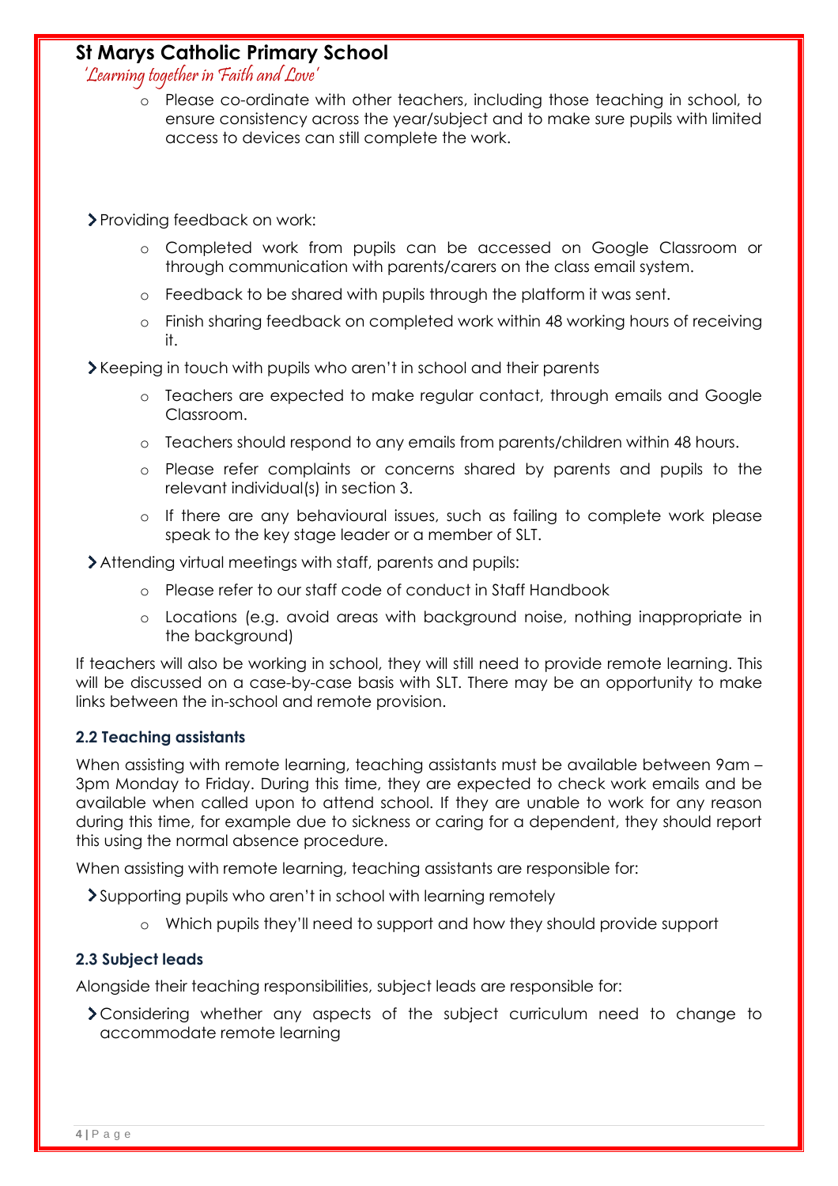- Please co-ordinate with other teachers, including those teaching in school, to ensure consistency across the year/subject and to make sure pupils with limited access to devices can still complete the work.

- Providing feedback on work:
  - Completed work from pupils can be accessed on Google Classroom or through communication with parents/carers on the class email system.
  - Feedback to be shared with pupils through the platform it was sent.
  - Finish sharing feedback on completed work within 48 working hours of receiving it.
- Keeping in touch with pupils who aren't in school and their parents
  - Teachers are expected to make regular contact, through emails and Google Classroom.
  - Teachers should respond to any emails from parents/children within 48 hours.
  - Please refer complaints or concerns shared by parents and pupils to the relevant individual(s) in section 3.
  - If there are any behavioural issues, such as failing to complete work please speak to the key stage leader or a member of SLT.
- Attending virtual meetings with staff, parents and pupils:
  - Please refer to our staff code of conduct in Staff Handbook
  - Locations (e.g. avoid areas with background noise, nothing inappropriate in the background)

If teachers will also be working in school, they will still need to provide remote learning. This will be discussed on a case-by-case basis with SLT. There may be an opportunity to make links between the in-school and remote provision.

### 2.2 Teaching assistants

When assisting with remote learning, teaching assistants must be available between 9am – 3pm Monday to Friday. During this time, they are expected to check work emails and be available when called upon to attend school. If they are unable to work for any reason during this time, for example due to sickness or caring for a dependent, they should report this using the normal absence procedure.

When assisting with remote learning, teaching assistants are responsible for:

- Supporting pupils who aren't in school with learning remotely
  - Which pupils they'll need to support and how they should provide support

### 2.3 Subject leads

Alongside their teaching responsibilities, subject leads are responsible for:

- Considering whether any aspects of the subject curriculum need to change to accommodate remote learning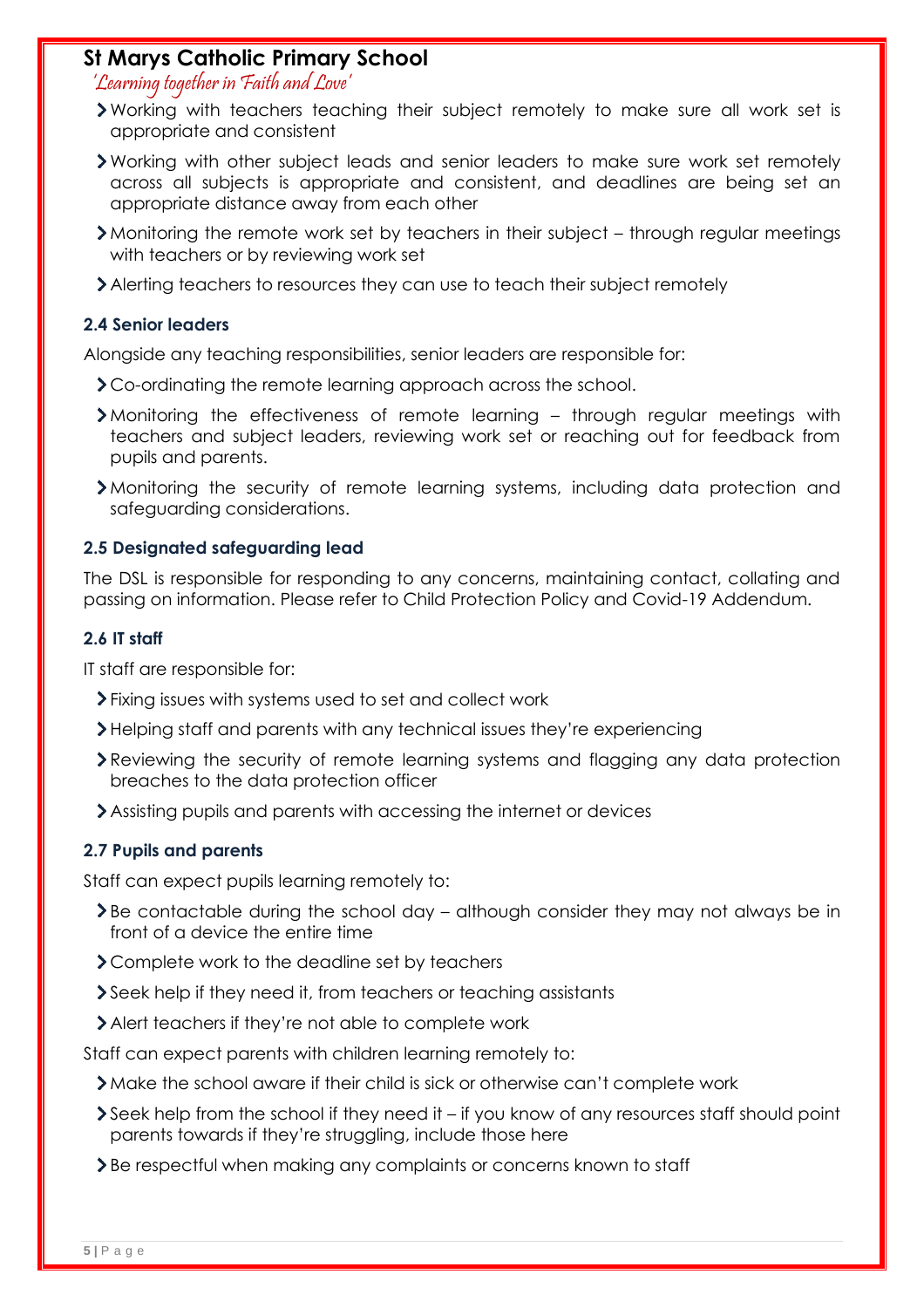- Working with teachers teaching their subject remotely to make sure all work set is appropriate and consistent
- Working with other subject leads and senior leaders to make sure work set remotely across all subjects is appropriate and consistent, and deadlines are being set an appropriate distance away from each other
- Monitoring the remote work set by teachers in their subject – through regular meetings with teachers or by reviewing work set
- Alerting teachers to resources they can use to teach their subject remotely

### 2.4 Senior leaders

Alongside any teaching responsibilities, senior leaders are responsible for:

- Co-ordinating the remote learning approach across the school.
- Monitoring the effectiveness of remote learning – through regular meetings with teachers and subject leaders, reviewing work set or reaching out for feedback from pupils and parents.
- Monitoring the security of remote learning systems, including data protection and safeguarding considerations.

### 2.5 Designated safeguarding lead

The DSL is responsible for responding to any concerns, maintaining contact, collating and passing on information. Please refer to Child Protection Policy and Covid-19 Addendum.

### 2.6 IT staff

IT staff are responsible for:

- Fixing issues with systems used to set and collect work
- Helping staff and parents with any technical issues they're experiencing
- Reviewing the security of remote learning systems and flagging any data protection breaches to the data protection officer
- Assisting pupils and parents with accessing the internet or devices

### 2.7 Pupils and parents

Staff can expect pupils learning remotely to:

- Be contactable during the school day – although consider they may not always be in front of a device the entire time
- Complete work to the deadline set by teachers
- Seek help if they need it, from teachers or teaching assistants
- Alert teachers if they're not able to complete work

Staff can expect parents with children learning remotely to:

- Make the school aware if their child is sick or otherwise can't complete work
- Seek help from the school if they need it – if you know of any resources staff should point parents towards if they're struggling, include those here
- Be respectful when making any complaints or concerns known to staff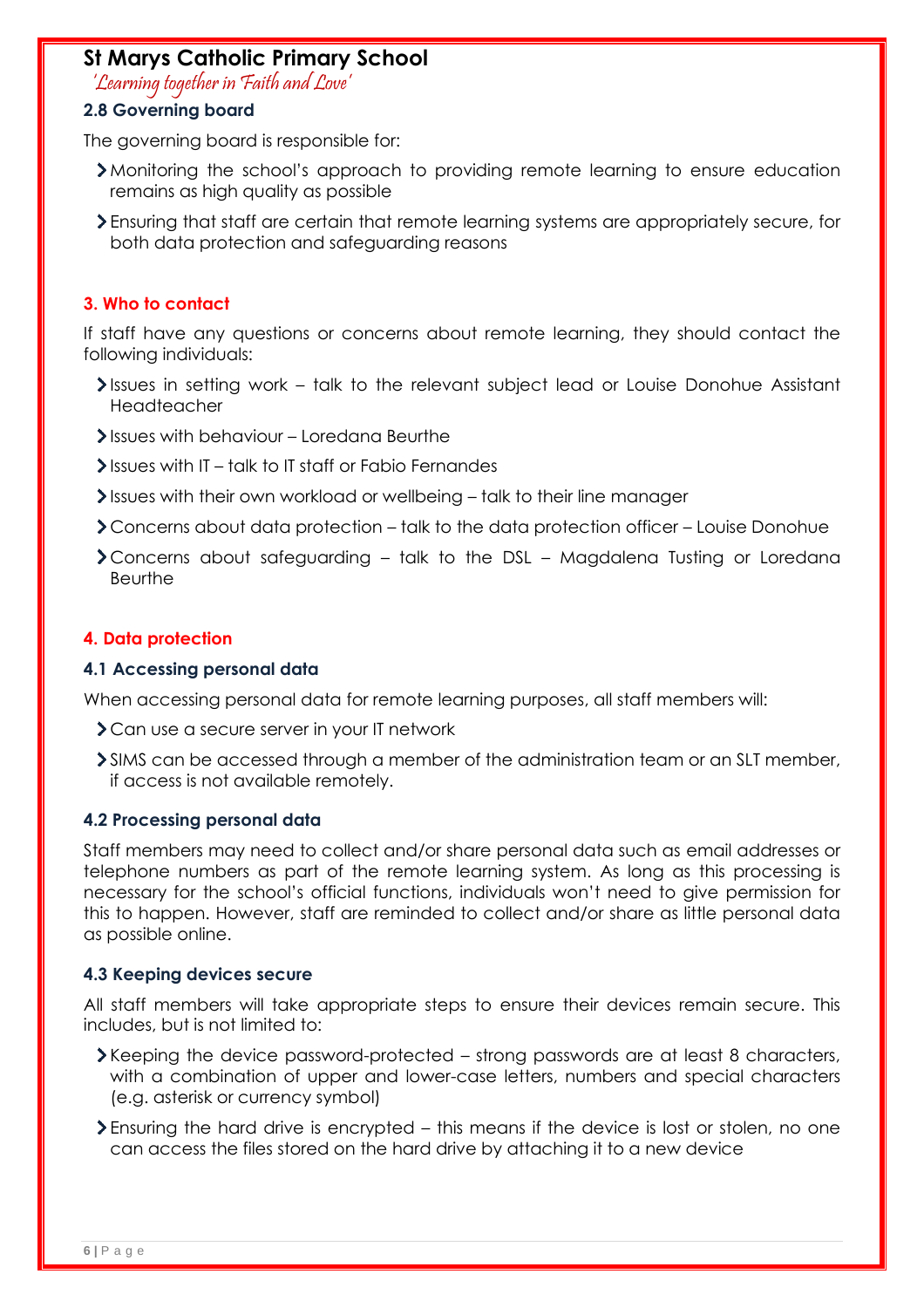### 2.8 Governing board

The governing board is responsible for:

- Monitoring the school's approach to providing remote learning to ensure education remains as high quality as possible
- Ensuring that staff are certain that remote learning systems are appropriately secure, for both data protection and safeguarding reasons

## 3. Who to contact

If staff have any questions or concerns about remote learning, they should contact the following individuals:

- Issues in setting work – talk to the relevant subject lead or Louise Donohue Assistant Headteacher
- Issues with behaviour – Loredana Beurthe
- Issues with IT – talk to IT staff or Fabio Fernandes
- Issues with their own workload or wellbeing – talk to their line manager
- Concerns about data protection – talk to the data protection officer – Louise Donohue
- Concerns about safeguarding – talk to the DSL – Magdalena Tusting or Loredana Beurthe

## 4. Data protection

### 4.1 Accessing personal data

When accessing personal data for remote learning purposes, all staff members will:

- Can use a secure server in your IT network
- SIMS can be accessed through a member of the administration team or an SLT member, if access is not available remotely.

### 4.2 Processing personal data

Staff members may need to collect and/or share personal data such as email addresses or telephone numbers as part of the remote learning system. As long as this processing is necessary for the school's official functions, individuals won't need to give permission for this to happen. However, staff are reminded to collect and/or share as little personal data as possible online.

### 4.3 Keeping devices secure

All staff members will take appropriate steps to ensure their devices remain secure. This includes, but is not limited to:

- Keeping the device password-protected – strong passwords are at least 8 characters, with a combination of upper and lower-case letters, numbers and special characters (e.g. asterisk or currency symbol)
- Ensuring the hard drive is encrypted – this means if the device is lost or stolen, no one can access the files stored on the hard drive by attaching it to a new device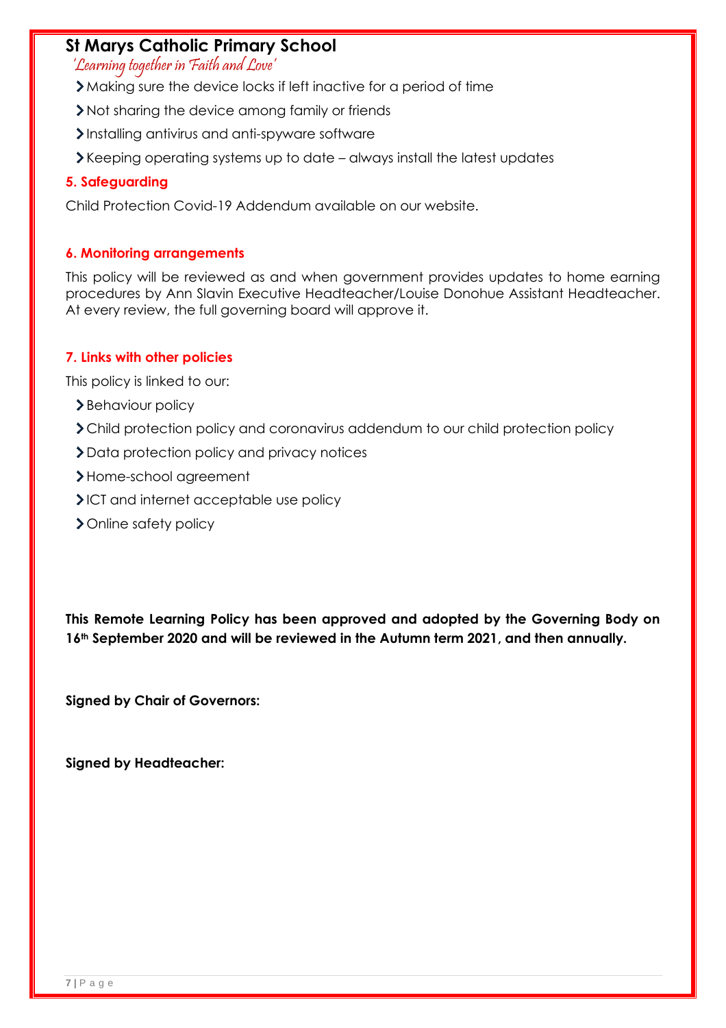- Making sure the device locks if left inactive for a period of time
- Not sharing the device among family or friends
- Installing antivirus and anti-spyware software
- Keeping operating systems up to date – always install the latest updates

## 5. Safeguarding

Child Protection Covid-19 Addendum available on our website.

## 6. Monitoring arrangements

This policy will be reviewed as and when government provides updates to home earning procedures by Ann Slavin Executive Headteacher/Louise Donohue Assistant Headteacher. At every review, the full governing board will approve it.

## 7. Links with other policies

This policy is linked to our:

- Behaviour policy
- Child protection policy and coronavirus addendum to our child protection policy
- Data protection policy and privacy notices
- Home-school agreement
- ICT and internet acceptable use policy
- Online safety policy

**This Remote Learning Policy has been approved and adopted by the Governing Body on 16th September 2020 and will be reviewed in the Autumn term 2021, and then annually.**

**Signed by Chair of Governors:**

**Signed by Headteacher:**